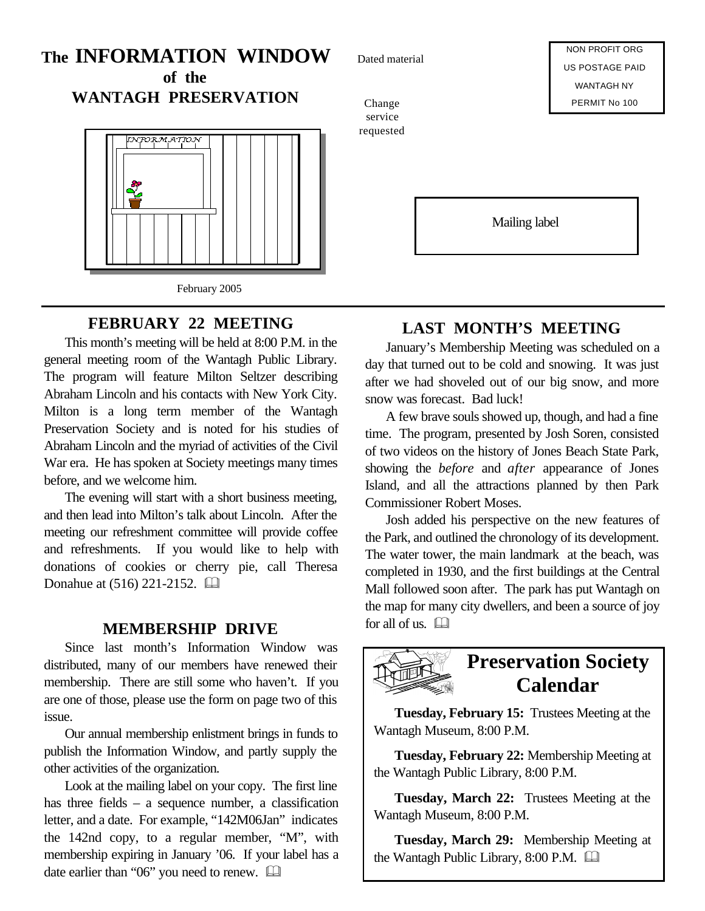# The INFORMATION WINDOW of the WANTAGH PRESERVATION

Dated material

Change service requested

NON PROFIT ORG
US POSTAGE PAID
WANTAGH NY
PERMIT No 100

Mailing label

February 2005

## FEBRUARY 22 MEETING

This month's meeting will be held at 8:00 P.M. in the general meeting room of the Wantagh Public Library. The program will feature Milton Seltzer describing Abraham Lincoln and his contacts with New York City. Milton is a long term member of the Wantagh Preservation Society and is noted for his studies of Abraham Lincoln and the myriad of activities of the Civil War era. He has spoken at Society meetings many times before, and we welcome him.

The evening will start with a short business meeting, and then lead into Milton's talk about Lincoln. After the meeting our refreshment committee will provide coffee and refreshments. If you would like to help with donations of cookies or cherry pie, call Theresa Donahue at (516) 221-2152. 🕮

## MEMBERSHIP DRIVE

Since last month's Information Window was distributed, many of our members have renewed their membership. There are still some who haven't. If you are one of those, please use the form on page two of this issue.

Our annual membership enlistment brings in funds to publish the Information Window, and partly supply the other activities of the organization.

Look at the mailing label on your copy. The first line has three fields – a sequence number, a classification letter, and a date. For example, "142M06Jan" indicates the 142nd copy, to a regular member, "M", with membership expiring in January '06. If your label has a date earlier than "06" you need to renew. 🕮

## LAST MONTH'S MEETING

January's Membership Meeting was scheduled on a day that turned out to be cold and snowing. It was just after we had shoveled out of our big snow, and more snow was forecast. Bad luck!

A few brave souls showed up, though, and had a fine time. The program, presented by Josh Soren, consisted of two videos on the history of Jones Beach State Park, showing the *before* and *after* appearance of Jones Island, and all the attractions planned by then Park Commissioner Robert Moses.

Josh added his perspective on the new features of the Park, and outlined the chronology of its development. The water tower, the main landmark at the beach, was completed in 1930, and the first buildings at the Central Mall followed soon after. The park has put Wantagh on the map for many city dwellers, and been a source of joy for all of us. 🕮

## Preservation Society Calendar

**Tuesday, February 15:** Trustees Meeting at the Wantagh Museum, 8:00 P.M.

**Tuesday, February 22:** Membership Meeting at the Wantagh Public Library, 8:00 P.M.

**Tuesday, March 22:** Trustees Meeting at the Wantagh Museum, 8:00 P.M.

**Tuesday, March 29:** Membership Meeting at the Wantagh Public Library, 8:00 P.M. 🕮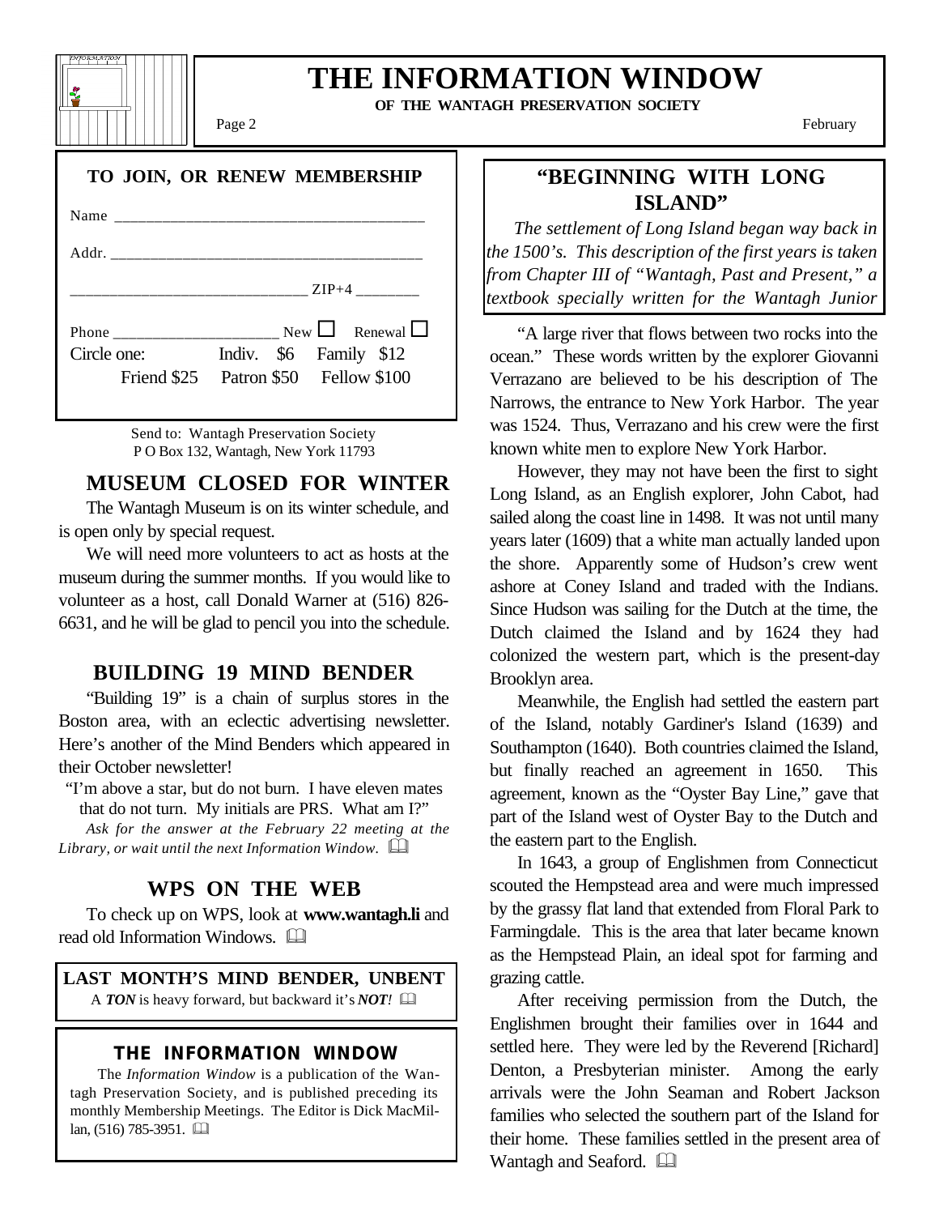# THE INFORMATION WINDOW

**OF THE WANTAGH PRESERVATION SOCIETY**

February

## TO JOIN, OR RENEW MEMBERSHIP

Name ______________________________________

Addr. ______________________________________

______________________________ ZIP+4 ________

Phone ____________________ New ☐ Renewal ☐

Circle one: Indiv. $6 Family $12

Friend $25 Patron $50 Fellow $100

Send to: Wantagh Preservation Society
P O Box 132, Wantagh, New York 11793

## MUSEUM CLOSED FOR WINTER

The Wantagh Museum is on its winter schedule, and is open only by special request.

We will need more volunteers to act as hosts at the museum during the summer months. If you would like to volunteer as a host, call Donald Warner at (516) 826-6631, and he will be glad to pencil you into the schedule.

## BUILDING 19 MIND BENDER

"Building 19" is a chain of surplus stores in the Boston area, with an eclectic advertising newsletter. Here's another of the Mind Benders which appeared in their October newsletter!

"I'm above a star, but do not burn. I have eleven mates that do not turn. My initials are PRS. What am I?"

*Ask for the answer at the February 22 meeting at the Library, or wait until the next Information Window.* 🕮

## WPS ON THE WEB

To check up on WPS, look at **www.wantagh.li** and read old Information Windows. 🕮

## LAST MONTH'S MIND BENDER, UNBENT

A ***TON*** is heavy forward, but backward it's ***NOT***! 🕮

## THE INFORMATION WINDOW

The *Information Window* is a publication of the Wantagh Preservation Society, and is published preceding its monthly Membership Meetings. The Editor is Dick MacMillan, (516) 785-3951. 🕮

## "BEGINNING WITH LONG ISLAND"

*The settlement of Long Island began way back in the 1500's. This description of the first years is taken from Chapter III of "Wantagh, Past and Present," a textbook specially written for the Wantagh Junior*

"A large river that flows between two rocks into the ocean." These words written by the explorer Giovanni Verrazano are believed to be his description of The Narrows, the entrance to New York Harbor. The year was 1524. Thus, Verrazano and his crew were the first known white men to explore New York Harbor.

However, they may not have been the first to sight Long Island, as an English explorer, John Cabot, had sailed along the coast line in 1498. It was not until many years later (1609) that a white man actually landed upon the shore. Apparently some of Hudson's crew went ashore at Coney Island and traded with the Indians. Since Hudson was sailing for the Dutch at the time, the Dutch claimed the Island and by 1624 they had colonized the western part, which is the present-day Brooklyn area.

Meanwhile, the English had settled the eastern part of the Island, notably Gardiner's Island (1639) and Southampton (1640). Both countries claimed the Island, but finally reached an agreement in 1650. This agreement, known as the "Oyster Bay Line," gave that part of the Island west of Oyster Bay to the Dutch and the eastern part to the English.

In 1643, a group of Englishmen from Connecticut scouted the Hempstead area and were much impressed by the grassy flat land that extended from Floral Park to Farmingdale. This is the area that later became known as the Hempstead Plain, an ideal spot for farming and grazing cattle.

After receiving permission from the Dutch, the Englishmen brought their families over in 1644 and settled here. They were led by the Reverend [Richard] Denton, a Presbyterian minister. Among the early arrivals were the John Seaman and Robert Jackson families who selected the southern part of the Island for their home. These families settled in the present area of Wantagh and Seaford. 🕮